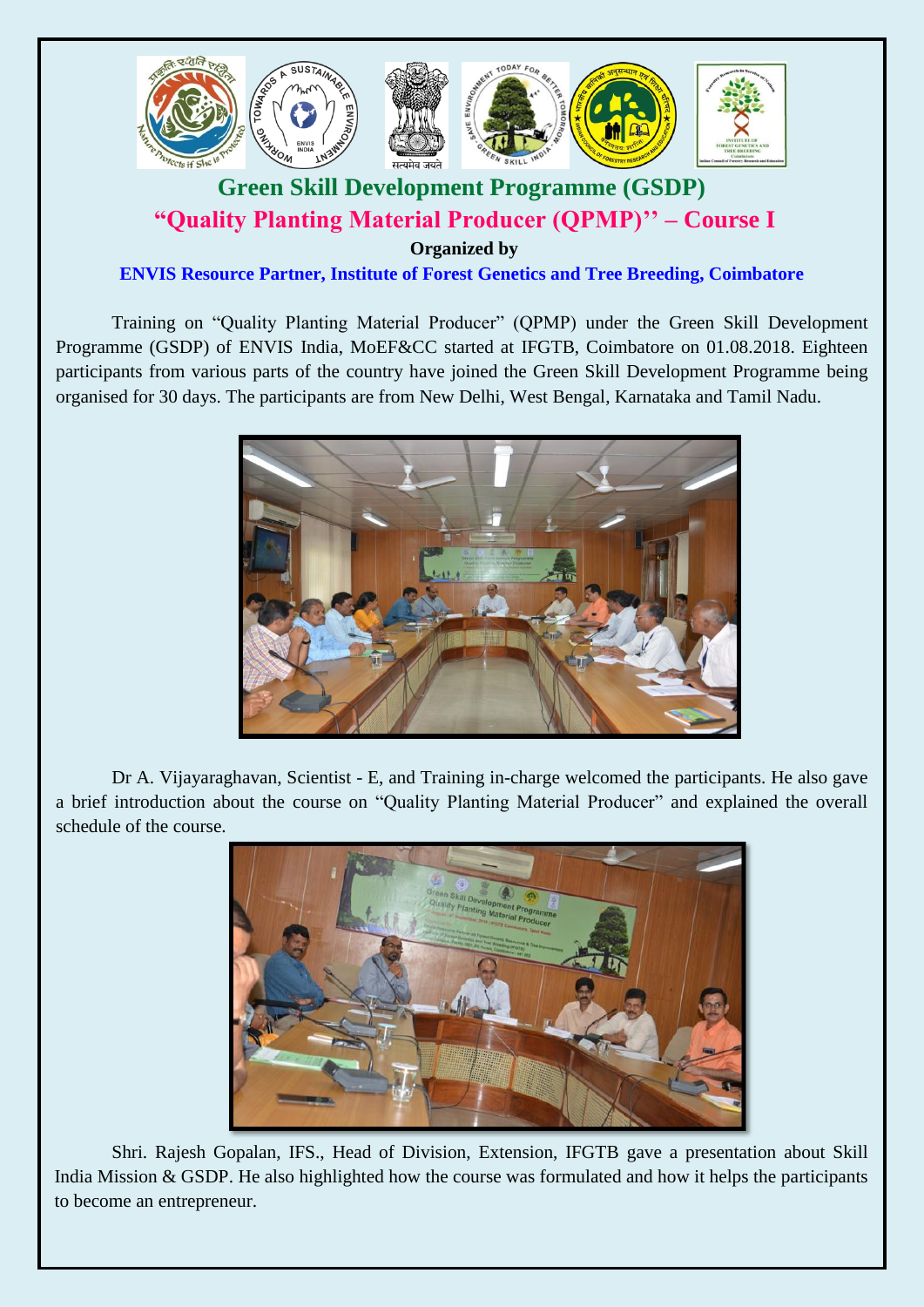# Green Skill Development Programme (GSDP)

## "Quality Planting Material Producer (QPMP)'' – Course I

**Organized by**

**ENVIS Resource Partner, Institute of Forest Genetics and Tree Breeding, Coimbatore**

Training on "Quality Planting Material Producer" (QPMP) under the Green Skill Development Programme (GSDP) of ENVIS India, MoEF&CC started at IFGTB, Coimbatore on 01.08.2018. Eighteen participants from various parts of the country have joined the Green Skill Development Programme being organised for 30 days. The participants are from New Delhi, West Bengal, Karnataka and Tamil Nadu.

Dr A. Vijayaraghavan, Scientist - E, and Training in-charge welcomed the participants. He also gave a brief introduction about the course on "Quality Planting Material Producer" and explained the overall schedule of the course.

Shri. Rajesh Gopalan, IFS., Head of Division, Extension, IFGTB gave a presentation about Skill India Mission & GSDP. He also highlighted how the course was formulated and how it helps the participants to become an entrepreneur.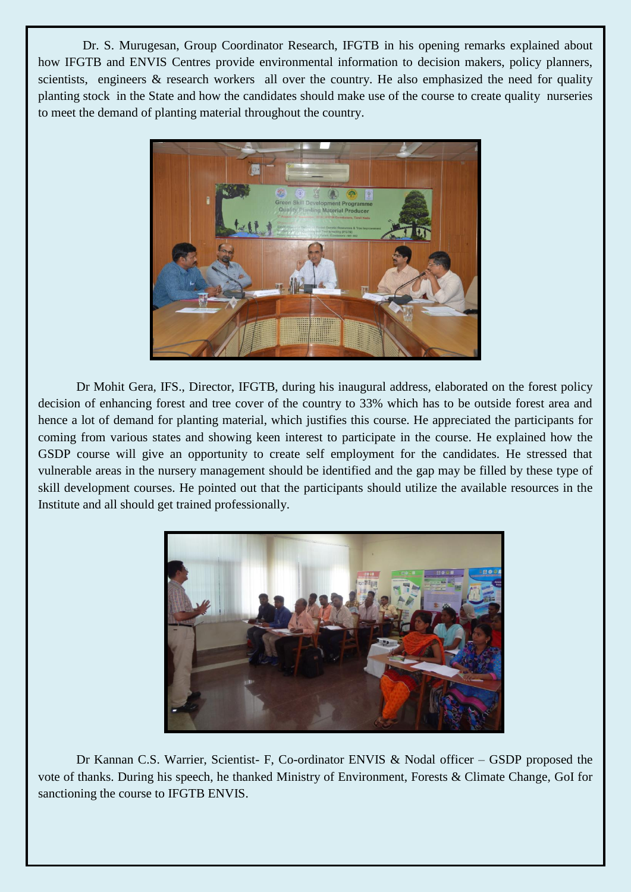Dr. S. Murugesan, Group Coordinator Research, IFGTB in his opening remarks explained about how IFGTB and ENVIS Centres provide environmental information to decision makers, policy planners, scientists, engineers & research workers all over the country. He also emphasized the need for quality planting stock in the State and how the candidates should make use of the course to create quality nurseries to meet the demand of planting material throughout the country.

Dr Mohit Gera, IFS., Director, IFGTB, during his inaugural address, elaborated on the forest policy decision of enhancing forest and tree cover of the country to 33% which has to be outside forest area and hence a lot of demand for planting material, which justifies this course. He appreciated the participants for coming from various states and showing keen interest to participate in the course. He explained how the GSDP course will give an opportunity to create self employment for the candidates. He stressed that vulnerable areas in the nursery management should be identified and the gap may be filled by these type of skill development courses. He pointed out that the participants should utilize the available resources in the Institute and all should get trained professionally.

Dr Kannan C.S. Warrier, Scientist- F, Co-ordinator ENVIS & Nodal officer – GSDP proposed the vote of thanks. During his speech, he thanked Ministry of Environment, Forests & Climate Change, GoI for sanctioning the course to IFGTB ENVIS.